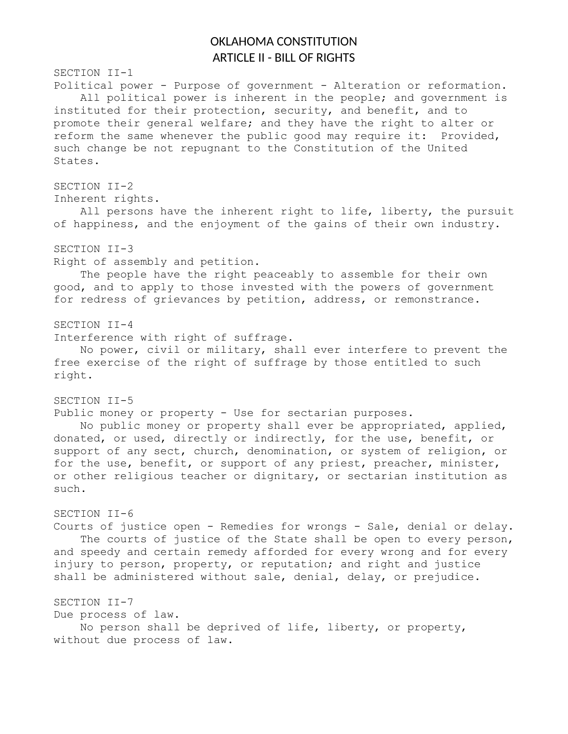# OKLAHOMA CONSTITUTION
# ARTICLE II - BILL OF RIGHTS

## SECTION II-1

Political power - Purpose of government - Alteration or reformation.

All political power is inherent in the people; and government is instituted for their protection, security, and benefit, and to promote their general welfare; and they have the right to alter or reform the same whenever the public good may require it: Provided, such change be not repugnant to the Constitution of the United States.

## SECTION II-2

Inherent rights.

All persons have the inherent right to life, liberty, the pursuit of happiness, and the enjoyment of the gains of their own industry.

## SECTION II-3

Right of assembly and petition.

The people have the right peaceably to assemble for their own good, and to apply to those invested with the powers of government for redress of grievances by petition, address, or remonstrance.

## SECTION II-4

Interference with right of suffrage.

No power, civil or military, shall ever interfere to prevent the free exercise of the right of suffrage by those entitled to such right.

## SECTION II-5

Public money or property - Use for sectarian purposes.

No public money or property shall ever be appropriated, applied, donated, or used, directly or indirectly, for the use, benefit, or support of any sect, church, denomination, or system of religion, or for the use, benefit, or support of any priest, preacher, minister, or other religious teacher or dignitary, or sectarian institution as such.

## SECTION II-6

Courts of justice open - Remedies for wrongs - Sale, denial or delay.

The courts of justice of the State shall be open to every person, and speedy and certain remedy afforded for every wrong and for every injury to person, property, or reputation; and right and justice shall be administered without sale, denial, delay, or prejudice.

## SECTION II-7

Due process of law.

No person shall be deprived of life, liberty, or property, without due process of law.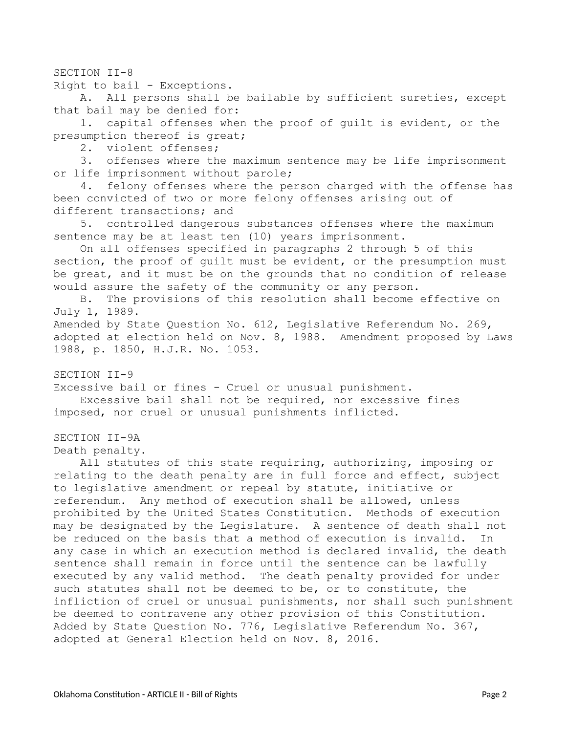SECTION II-8

Right to bail - Exceptions.

A. All persons shall be bailable by sufficient sureties, except that bail may be denied for:

1. capital offenses when the proof of guilt is evident, or the presumption thereof is great;

2. violent offenses;

3. offenses where the maximum sentence may be life imprisonment or life imprisonment without parole;

4. felony offenses where the person charged with the offense has been convicted of two or more felony offenses arising out of different transactions; and

5. controlled dangerous substances offenses where the maximum sentence may be at least ten (10) years imprisonment.

On all offenses specified in paragraphs 2 through 5 of this section, the proof of guilt must be evident, or the presumption must be great, and it must be on the grounds that no condition of release would assure the safety of the community or any person.

B. The provisions of this resolution shall become effective on July 1, 1989.

Amended by State Question No. 612, Legislative Referendum No. 269, adopted at election held on Nov. 8, 1988. Amendment proposed by Laws 1988, p. 1850, H.J.R. No. 1053.

SECTION II-9

Excessive bail or fines - Cruel or unusual punishment.

Excessive bail shall not be required, nor excessive fines imposed, nor cruel or unusual punishments inflicted.

SECTION II-9A

Death penalty.

All statutes of this state requiring, authorizing, imposing or relating to the death penalty are in full force and effect, subject to legislative amendment or repeal by statute, initiative or referendum. Any method of execution shall be allowed, unless prohibited by the United States Constitution. Methods of execution may be designated by the Legislature. A sentence of death shall not be reduced on the basis that a method of execution is invalid. In any case in which an execution method is declared invalid, the death sentence shall remain in force until the sentence can be lawfully executed by any valid method. The death penalty provided for under such statutes shall not be deemed to be, or to constitute, the infliction of cruel or unusual punishments, nor shall such punishment be deemed to contravene any other provision of this Constitution.

Added by State Question No. 776, Legislative Referendum No. 367, adopted at General Election held on Nov. 8, 2016.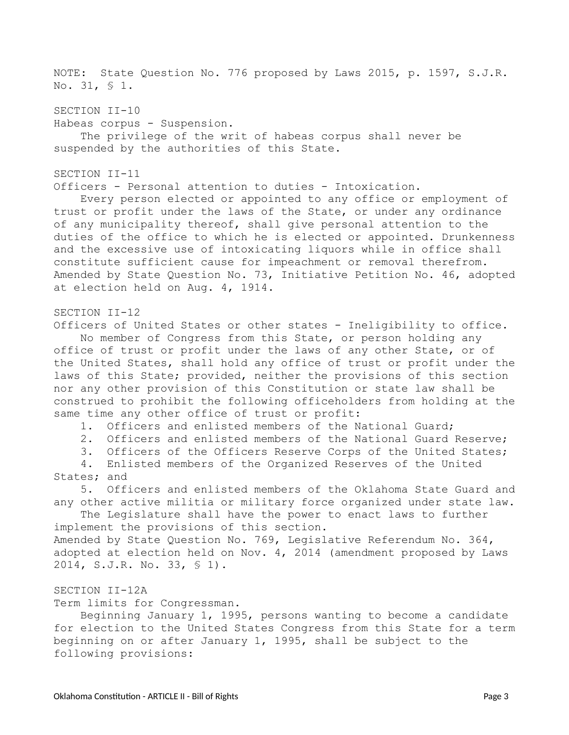NOTE: State Question No. 776 proposed by Laws 2015, p. 1597, S.J.R. No. 31, § 1.

SECTION II-10
Habeas corpus - Suspension.

The privilege of the writ of habeas corpus shall never be suspended by the authorities of this State.

SECTION II-11
Officers - Personal attention to duties - Intoxication.

Every person elected or appointed to any office or employment of trust or profit under the laws of the State, or under any ordinance of any municipality thereof, shall give personal attention to the duties of the office to which he is elected or appointed. Drunkenness and the excessive use of intoxicating liquors while in office shall constitute sufficient cause for impeachment or removal therefrom.
Amended by State Question No. 73, Initiative Petition No. 46, adopted at election held on Aug. 4, 1914.

SECTION II-12
Officers of United States or other states - Ineligibility to office.

No member of Congress from this State, or person holding any office of trust or profit under the laws of any other State, or of the United States, shall hold any office of trust or profit under the laws of this State; provided, neither the provisions of this section nor any other provision of this Constitution or state law shall be construed to prohibit the following officeholders from holding at the same time any other office of trust or profit:

1. Officers and enlisted members of the National Guard;
2. Officers and enlisted members of the National Guard Reserve;
3. Officers of the Officers Reserve Corps of the United States;
4. Enlisted members of the Organized Reserves of the United States; and
5. Officers and enlisted members of the Oklahoma State Guard and any other active militia or military force organized under state law.

The Legislature shall have the power to enact laws to further implement the provisions of this section.
Amended by State Question No. 769, Legislative Referendum No. 364, adopted at election held on Nov. 4, 2014 (amendment proposed by Laws 2014, S.J.R. No. 33, § 1).

SECTION II-12A
Term limits for Congressman.

Beginning January 1, 1995, persons wanting to become a candidate for election to the United States Congress from this State for a term beginning on or after January 1, 1995, shall be subject to the following provisions: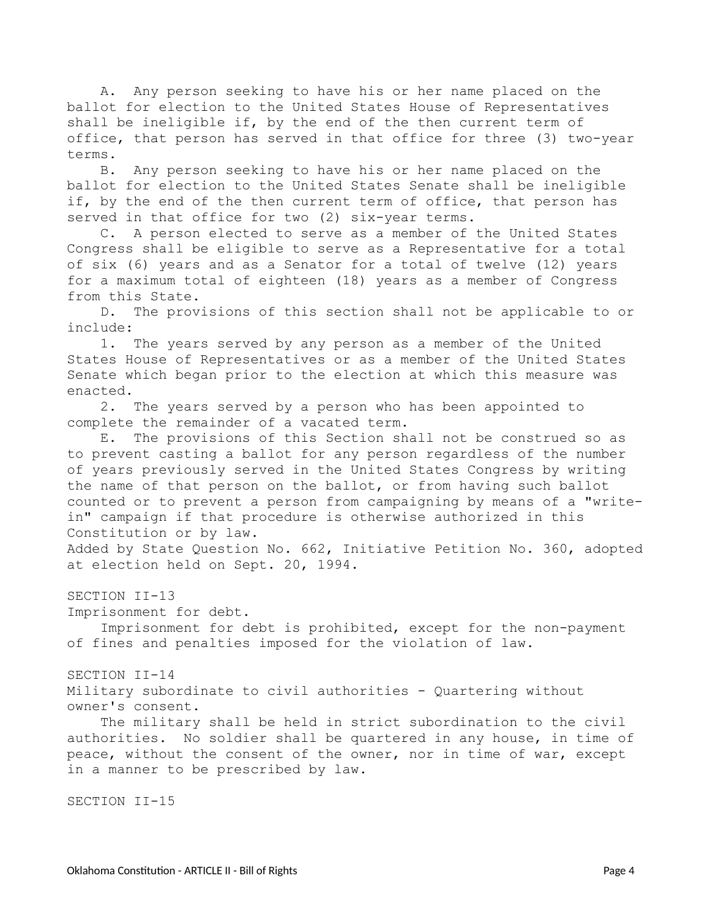A. Any person seeking to have his or her name placed on the ballot for election to the United States House of Representatives shall be ineligible if, by the end of the then current term of office, that person has served in that office for three (3) two-year terms.

B. Any person seeking to have his or her name placed on the ballot for election to the United States Senate shall be ineligible if, by the end of the then current term of office, that person has served in that office for two (2) six-year terms.

C. A person elected to serve as a member of the United States Congress shall be eligible to serve as a Representative for a total of six (6) years and as a Senator for a total of twelve (12) years for a maximum total of eighteen (18) years as a member of Congress from this State.

D. The provisions of this section shall not be applicable to or include:

1. The years served by any person as a member of the United States House of Representatives or as a member of the United States Senate which began prior to the election at which this measure was enacted.

2. The years served by a person who has been appointed to complete the remainder of a vacated term.

E. The provisions of this Section shall not be construed so as to prevent casting a ballot for any person regardless of the number of years previously served in the United States Congress by writing the name of that person on the ballot, or from having such ballot counted or to prevent a person from campaigning by means of a "write-in" campaign if that procedure is otherwise authorized in this Constitution or by law.

Added by State Question No. 662, Initiative Petition No. 360, adopted at election held on Sept. 20, 1994.

SECTION II-13

Imprisonment for debt.

Imprisonment for debt is prohibited, except for the non-payment of fines and penalties imposed for the violation of law.

SECTION II-14

Military subordinate to civil authorities - Quartering without owner's consent.

The military shall be held in strict subordination to the civil authorities. No soldier shall be quartered in any house, in time of peace, without the consent of the owner, nor in time of war, except in a manner to be prescribed by law.

SECTION II-15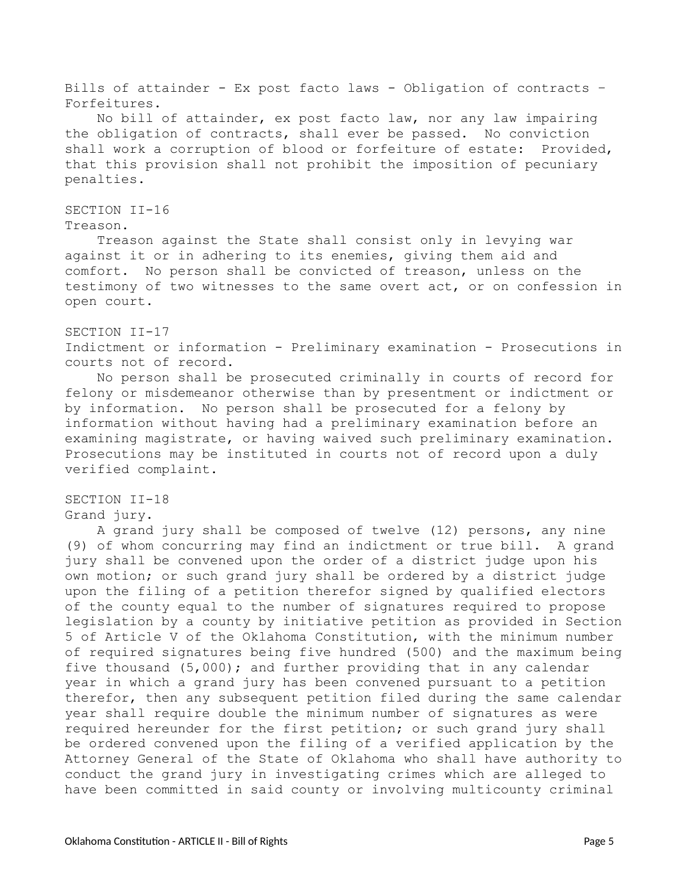Bills of attainder - Ex post facto laws - Obligation of contracts – Forfeitures.

No bill of attainder, ex post facto law, nor any law impairing the obligation of contracts, shall ever be passed. No conviction shall work a corruption of blood or forfeiture of estate: Provided, that this provision shall not prohibit the imposition of pecuniary penalties.

SECTION II-16

Treason.

Treason against the State shall consist only in levying war against it or in adhering to its enemies, giving them aid and comfort. No person shall be convicted of treason, unless on the testimony of two witnesses to the same overt act, or on confession in open court.

SECTION II-17

Indictment or information - Preliminary examination - Prosecutions in courts not of record.

No person shall be prosecuted criminally in courts of record for felony or misdemeanor otherwise than by presentment or indictment or by information. No person shall be prosecuted for a felony by information without having had a preliminary examination before an examining magistrate, or having waived such preliminary examination. Prosecutions may be instituted in courts not of record upon a duly verified complaint.

SECTION II-18

Grand jury.

A grand jury shall be composed of twelve (12) persons, any nine (9) of whom concurring may find an indictment or true bill. A grand jury shall be convened upon the order of a district judge upon his own motion; or such grand jury shall be ordered by a district judge upon the filing of a petition therefor signed by qualified electors of the county equal to the number of signatures required to propose legislation by a county by initiative petition as provided in Section 5 of Article V of the Oklahoma Constitution, with the minimum number of required signatures being five hundred (500) and the maximum being five thousand (5,000); and further providing that in any calendar year in which a grand jury has been convened pursuant to a petition therefor, then any subsequent petition filed during the same calendar year shall require double the minimum number of signatures as were required hereunder for the first petition; or such grand jury shall be ordered convened upon the filing of a verified application by the Attorney General of the State of Oklahoma who shall have authority to conduct the grand jury in investigating crimes which are alleged to have been committed in said county or involving multicounty criminal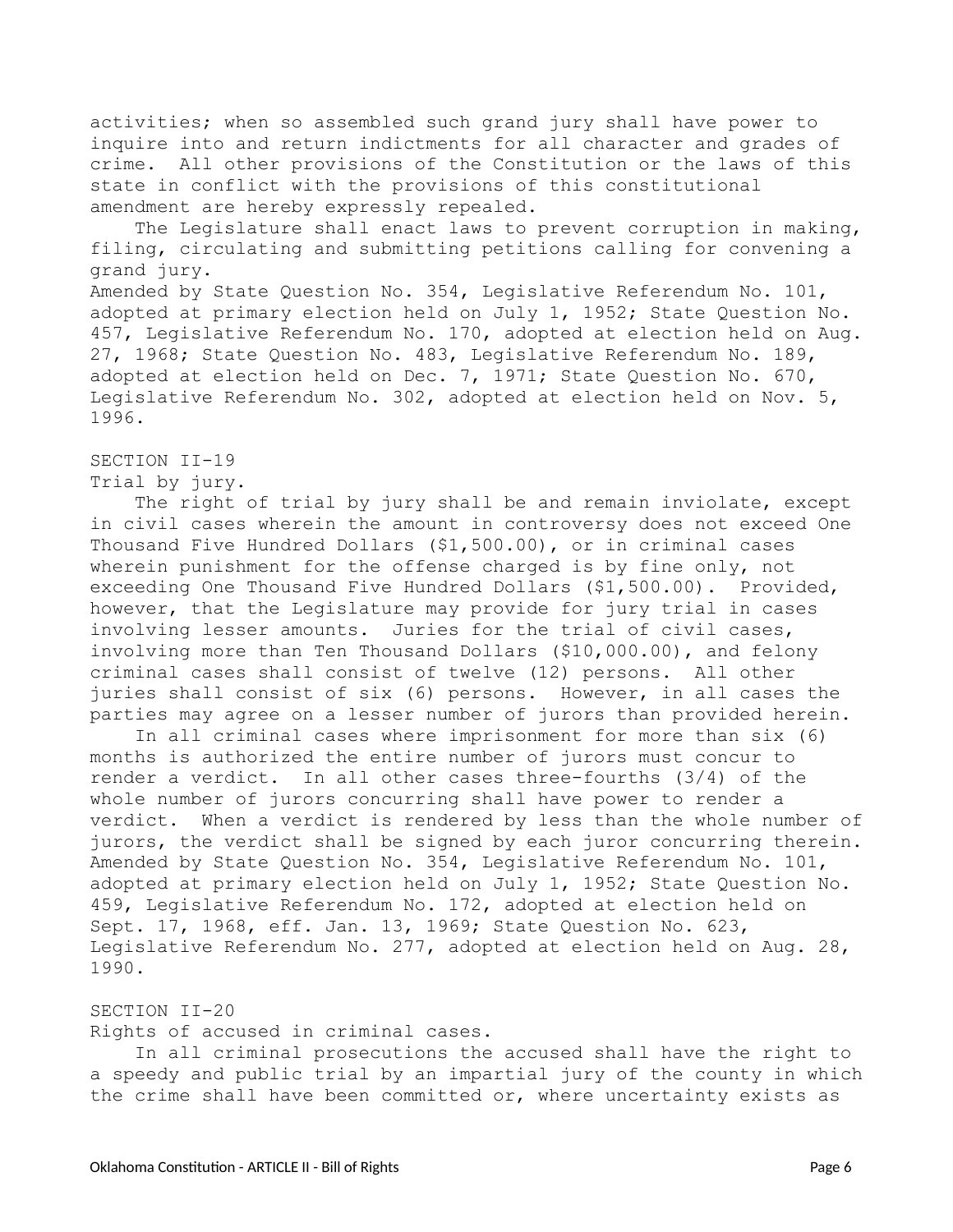activities; when so assembled such grand jury shall have power to inquire into and return indictments for all character and grades of crime. All other provisions of the Constitution or the laws of this state in conflict with the provisions of this constitutional amendment are hereby expressly repealed.

The Legislature shall enact laws to prevent corruption in making, filing, circulating and submitting petitions calling for convening a grand jury.

Amended by State Question No. 354, Legislative Referendum No. 101, adopted at primary election held on July 1, 1952; State Question No. 457, Legislative Referendum No. 170, adopted at election held on Aug. 27, 1968; State Question No. 483, Legislative Referendum No. 189, adopted at election held on Dec. 7, 1971; State Question No. 670, Legislative Referendum No. 302, adopted at election held on Nov. 5, 1996.

SECTION II-19

Trial by jury.

The right of trial by jury shall be and remain inviolate, except in civil cases wherein the amount in controversy does not exceed One Thousand Five Hundred Dollars ($1,500.00), or in criminal cases wherein punishment for the offense charged is by fine only, not exceeding One Thousand Five Hundred Dollars ($1,500.00). Provided, however, that the Legislature may provide for jury trial in cases involving lesser amounts. Juries for the trial of civil cases, involving more than Ten Thousand Dollars ($10,000.00), and felony criminal cases shall consist of twelve (12) persons. All other juries shall consist of six (6) persons. However, in all cases the parties may agree on a lesser number of jurors than provided herein.

In all criminal cases where imprisonment for more than six (6) months is authorized the entire number of jurors must concur to render a verdict. In all other cases three-fourths (3/4) of the whole number of jurors concurring shall have power to render a verdict. When a verdict is rendered by less than the whole number of jurors, the verdict shall be signed by each juror concurring therein.

Amended by State Question No. 354, Legislative Referendum No. 101, adopted at primary election held on July 1, 1952; State Question No. 459, Legislative Referendum No. 172, adopted at election held on Sept. 17, 1968, eff. Jan. 13, 1969; State Question No. 623, Legislative Referendum No. 277, adopted at election held on Aug. 28, 1990.

SECTION II-20

Rights of accused in criminal cases.

In all criminal prosecutions the accused shall have the right to a speedy and public trial by an impartial jury of the county in which the crime shall have been committed or, where uncertainty exists as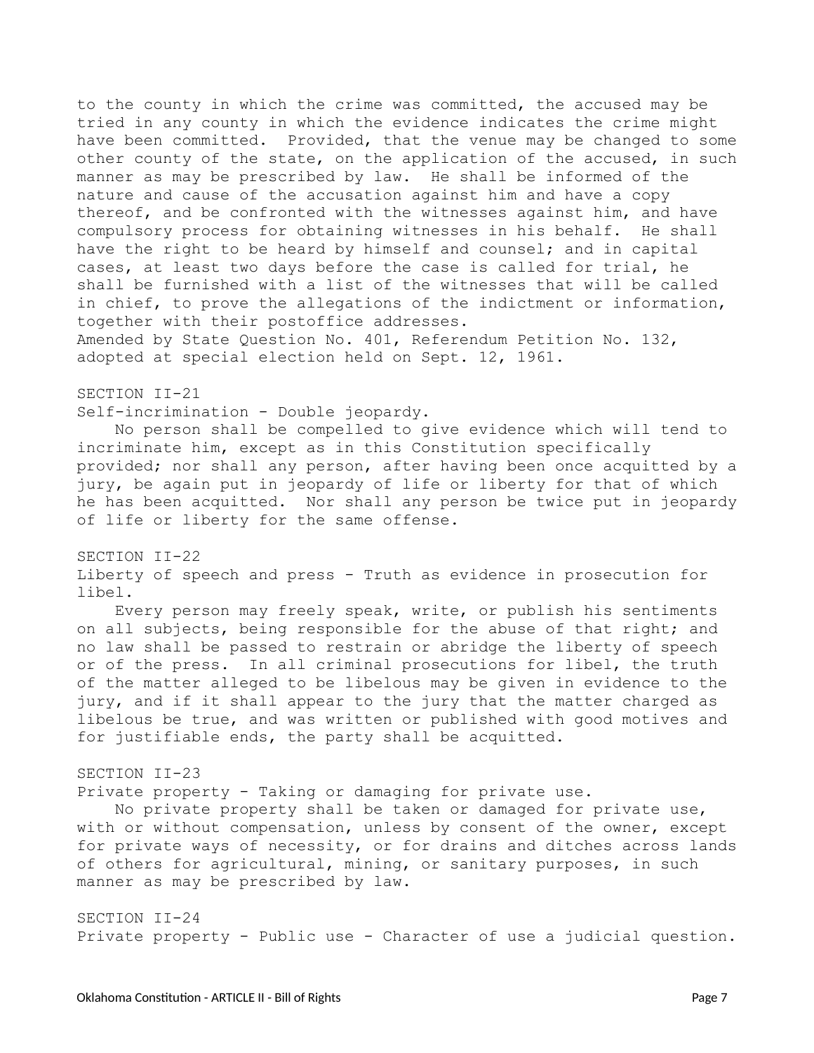to the county in which the crime was committed, the accused may be tried in any county in which the evidence indicates the crime might have been committed. Provided, that the venue may be changed to some other county of the state, on the application of the accused, in such manner as may be prescribed by law. He shall be informed of the nature and cause of the accusation against him and have a copy thereof, and be confronted with the witnesses against him, and have compulsory process for obtaining witnesses in his behalf. He shall have the right to be heard by himself and counsel; and in capital cases, at least two days before the case is called for trial, he shall be furnished with a list of the witnesses that will be called in chief, to prove the allegations of the indictment or information, together with their postoffice addresses.
Amended by State Question No. 401, Referendum Petition No. 132, adopted at special election held on Sept. 12, 1961.

SECTION II-21
Self-incrimination - Double jeopardy.

No person shall be compelled to give evidence which will tend to incriminate him, except as in this Constitution specifically provided; nor shall any person, after having been once acquitted by a jury, be again put in jeopardy of life or liberty for that of which he has been acquitted. Nor shall any person be twice put in jeopardy of life or liberty for the same offense.

SECTION II-22
Liberty of speech and press - Truth as evidence in prosecution for libel.

Every person may freely speak, write, or publish his sentiments on all subjects, being responsible for the abuse of that right; and no law shall be passed to restrain or abridge the liberty of speech or of the press. In all criminal prosecutions for libel, the truth of the matter alleged to be libelous may be given in evidence to the jury, and if it shall appear to the jury that the matter charged as libelous be true, and was written or published with good motives and for justifiable ends, the party shall be acquitted.

SECTION II-23
Private property - Taking or damaging for private use.

No private property shall be taken or damaged for private use, with or without compensation, unless by consent of the owner, except for private ways of necessity, or for drains and ditches across lands of others for agricultural, mining, or sanitary purposes, in such manner as may be prescribed by law.

SECTION II-24
Private property - Public use - Character of use a judicial question.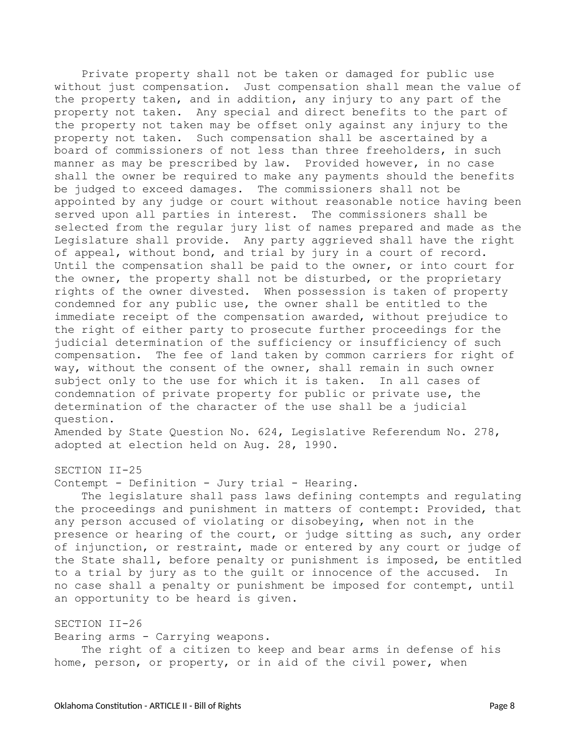Private property shall not be taken or damaged for public use without just compensation. Just compensation shall mean the value of the property taken, and in addition, any injury to any part of the property not taken. Any special and direct benefits to the part of the property not taken may be offset only against any injury to the property not taken. Such compensation shall be ascertained by a board of commissioners of not less than three freeholders, in such manner as may be prescribed by law. Provided however, in no case shall the owner be required to make any payments should the benefits be judged to exceed damages. The commissioners shall not be appointed by any judge or court without reasonable notice having been served upon all parties in interest. The commissioners shall be selected from the regular jury list of names prepared and made as the Legislature shall provide. Any party aggrieved shall have the right of appeal, without bond, and trial by jury in a court of record. Until the compensation shall be paid to the owner, or into court for the owner, the property shall not be disturbed, or the proprietary rights of the owner divested. When possession is taken of property condemned for any public use, the owner shall be entitled to the immediate receipt of the compensation awarded, without prejudice to the right of either party to prosecute further proceedings for the judicial determination of the sufficiency or insufficiency of such compensation. The fee of land taken by common carriers for right of way, without the consent of the owner, shall remain in such owner subject only to the use for which it is taken. In all cases of condemnation of private property for public or private use, the determination of the character of the use shall be a judicial question.

Amended by State Question No. 624, Legislative Referendum No. 278, adopted at election held on Aug. 28, 1990.

SECTION II-25

Contempt - Definition - Jury trial - Hearing.

The legislature shall pass laws defining contempts and regulating the proceedings and punishment in matters of contempt: Provided, that any person accused of violating or disobeying, when not in the presence or hearing of the court, or judge sitting as such, any order of injunction, or restraint, made or entered by any court or judge of the State shall, before penalty or punishment is imposed, be entitled to a trial by jury as to the guilt or innocence of the accused. In no case shall a penalty or punishment be imposed for contempt, until an opportunity to be heard is given.

SECTION II-26

Bearing arms - Carrying weapons.

The right of a citizen to keep and bear arms in defense of his home, person, or property, or in aid of the civil power, when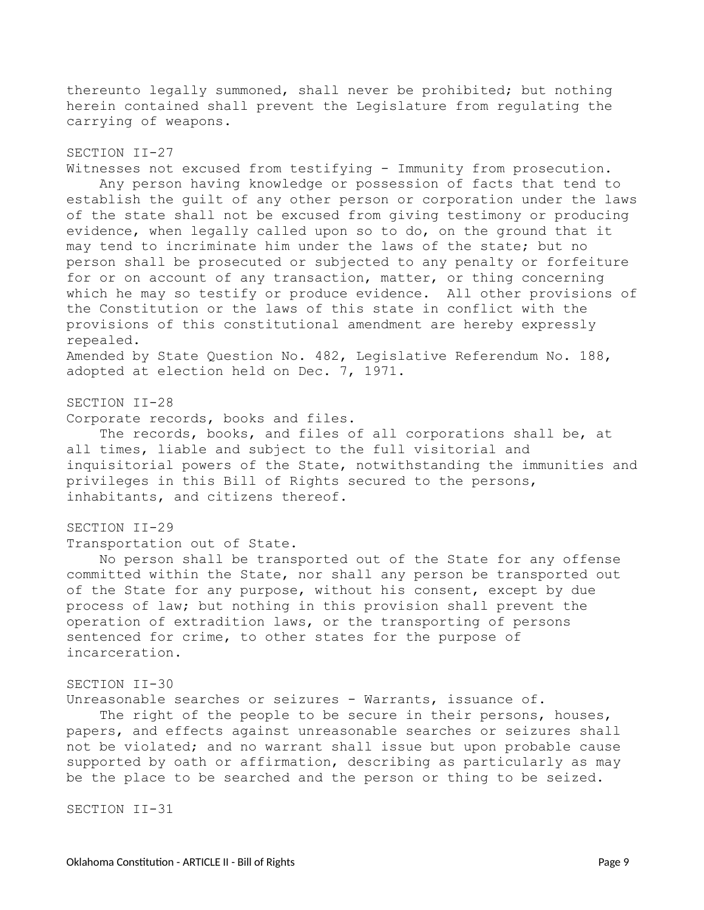thereunto legally summoned, shall never be prohibited; but nothing herein contained shall prevent the Legislature from regulating the carrying of weapons.

## SECTION II-27

### Witnesses not excused from testifying - Immunity from prosecution.

Any person having knowledge or possession of facts that tend to establish the guilt of any other person or corporation under the laws of the state shall not be excused from giving testimony or producing evidence, when legally called upon so to do, on the ground that it may tend to incriminate him under the laws of the state; but no person shall be prosecuted or subjected to any penalty or forfeiture for or on account of any transaction, matter, or thing concerning which he may so testify or produce evidence. All other provisions of the Constitution or the laws of this state in conflict with the provisions of this constitutional amendment are hereby expressly repealed.

Amended by State Question No. 482, Legislative Referendum No. 188, adopted at election held on Dec. 7, 1971.

## SECTION II-28

### Corporate records, books and files.

The records, books, and files of all corporations shall be, at all times, liable and subject to the full visitorial and inquisitorial powers of the State, notwithstanding the immunities and privileges in this Bill of Rights secured to the persons, inhabitants, and citizens thereof.

## SECTION II-29

### Transportation out of State.

No person shall be transported out of the State for any offense committed within the State, nor shall any person be transported out of the State for any purpose, without his consent, except by due process of law; but nothing in this provision shall prevent the operation of extradition laws, or the transporting of persons sentenced for crime, to other states for the purpose of incarceration.

## SECTION II-30

### Unreasonable searches or seizures - Warrants, issuance of.

The right of the people to be secure in their persons, houses, papers, and effects against unreasonable searches or seizures shall not be violated; and no warrant shall issue but upon probable cause supported by oath or affirmation, describing as particularly as may be the place to be searched and the person or thing to be seized.

## SECTION II-31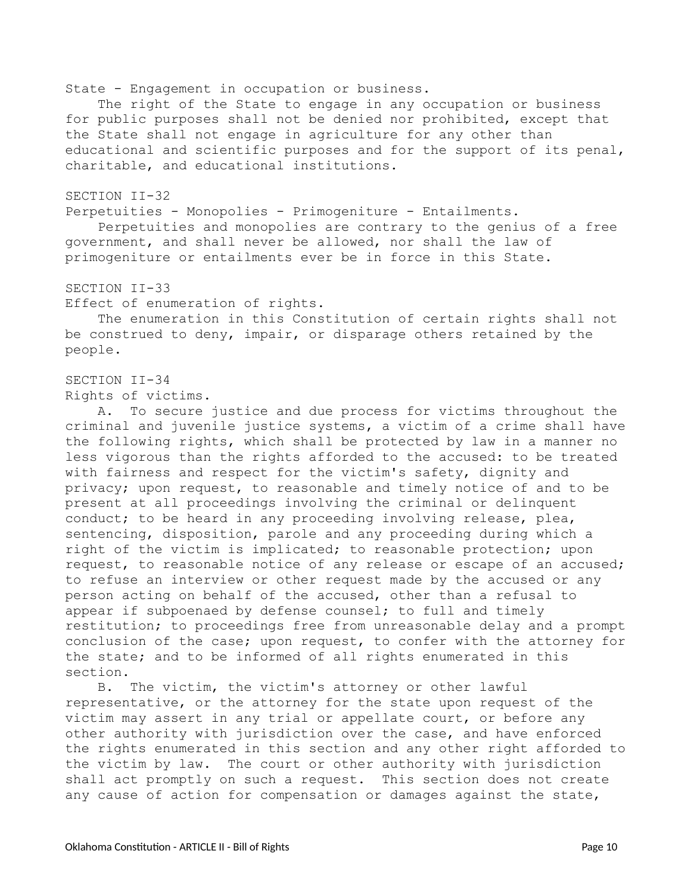State - Engagement in occupation or business.

The right of the State to engage in any occupation or business for public purposes shall not be denied nor prohibited, except that the State shall not engage in agriculture for any other than educational and scientific purposes and for the support of its penal, charitable, and educational institutions.

SECTION II-32

Perpetuities - Monopolies - Primogeniture - Entailments.

Perpetuities and monopolies are contrary to the genius of a free government, and shall never be allowed, nor shall the law of primogeniture or entailments ever be in force in this State.

SECTION II-33

Effect of enumeration of rights.

The enumeration in this Constitution of certain rights shall not be construed to deny, impair, or disparage others retained by the people.

SECTION II-34

Rights of victims.

A. To secure justice and due process for victims throughout the criminal and juvenile justice systems, a victim of a crime shall have the following rights, which shall be protected by law in a manner no less vigorous than the rights afforded to the accused: to be treated with fairness and respect for the victim's safety, dignity and privacy; upon request, to reasonable and timely notice of and to be present at all proceedings involving the criminal or delinquent conduct; to be heard in any proceeding involving release, plea, sentencing, disposition, parole and any proceeding during which a right of the victim is implicated; to reasonable protection; upon request, to reasonable notice of any release or escape of an accused; to refuse an interview or other request made by the accused or any person acting on behalf of the accused, other than a refusal to appear if subpoenaed by defense counsel; to full and timely restitution; to proceedings free from unreasonable delay and a prompt conclusion of the case; upon request, to confer with the attorney for the state; and to be informed of all rights enumerated in this section.

B. The victim, the victim's attorney or other lawful representative, or the attorney for the state upon request of the victim may assert in any trial or appellate court, or before any other authority with jurisdiction over the case, and have enforced the rights enumerated in this section and any other right afforded to the victim by law. The court or other authority with jurisdiction shall act promptly on such a request. This section does not create any cause of action for compensation or damages against the state,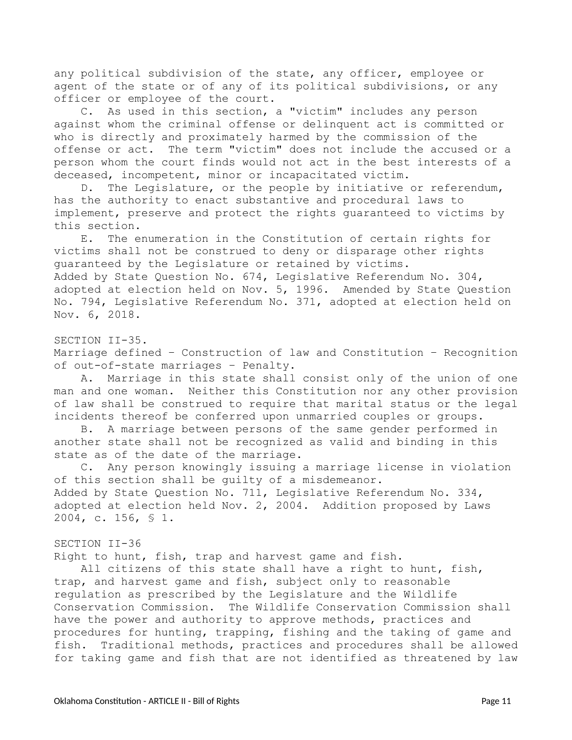any political subdivision of the state, any officer, employee or agent of the state or of any of its political subdivisions, or any officer or employee of the court.

C. As used in this section, a "victim" includes any person against whom the criminal offense or delinquent act is committed or who is directly and proximately harmed by the commission of the offense or act. The term "victim" does not include the accused or a person whom the court finds would not act in the best interests of a deceased, incompetent, minor or incapacitated victim.

D. The Legislature, or the people by initiative or referendum, has the authority to enact substantive and procedural laws to implement, preserve and protect the rights guaranteed to victims by this section.

E. The enumeration in the Constitution of certain rights for victims shall not be construed to deny or disparage other rights guaranteed by the Legislature or retained by victims.

Added by State Question No. 674, Legislative Referendum No. 304, adopted at election held on Nov. 5, 1996. Amended by State Question No. 794, Legislative Referendum No. 371, adopted at election held on Nov. 6, 2018.

SECTION II-35.

Marriage defined – Construction of law and Constitution – Recognition of out-of-state marriages – Penalty.

A. Marriage in this state shall consist only of the union of one man and one woman. Neither this Constitution nor any other provision of law shall be construed to require that marital status or the legal incidents thereof be conferred upon unmarried couples or groups.

B. A marriage between persons of the same gender performed in another state shall not be recognized as valid and binding in this state as of the date of the marriage.

C. Any person knowingly issuing a marriage license in violation of this section shall be guilty of a misdemeanor.

Added by State Question No. 711, Legislative Referendum No. 334, adopted at election held Nov. 2, 2004. Addition proposed by Laws 2004, c. 156, § 1.

SECTION II-36

Right to hunt, fish, trap and harvest game and fish.

All citizens of this state shall have a right to hunt, fish, trap, and harvest game and fish, subject only to reasonable regulation as prescribed by the Legislature and the Wildlife Conservation Commission. The Wildlife Conservation Commission shall have the power and authority to approve methods, practices and procedures for hunting, trapping, fishing and the taking of game and fish. Traditional methods, practices and procedures shall be allowed for taking game and fish that are not identified as threatened by law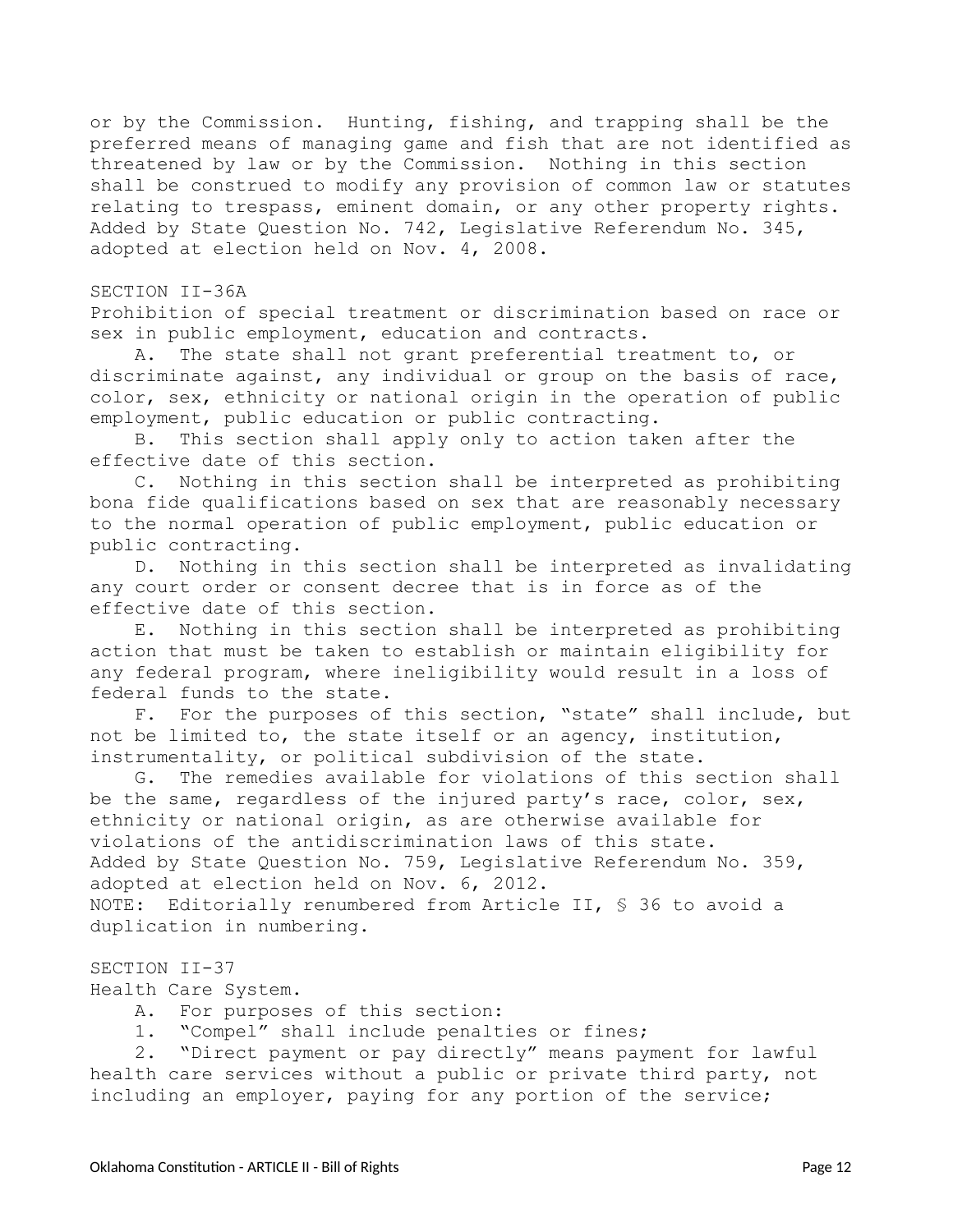or by the Commission. Hunting, fishing, and trapping shall be the preferred means of managing game and fish that are not identified as threatened by law or by the Commission. Nothing in this section shall be construed to modify any provision of common law or statutes relating to trespass, eminent domain, or any other property rights. Added by State Question No. 742, Legislative Referendum No. 345, adopted at election held on Nov. 4, 2008.

## SECTION II-36A

Prohibition of special treatment or discrimination based on race or sex in public employment, education and contracts.

A. The state shall not grant preferential treatment to, or discriminate against, any individual or group on the basis of race, color, sex, ethnicity or national origin in the operation of public employment, public education or public contracting.

B. This section shall apply only to action taken after the effective date of this section.

C. Nothing in this section shall be interpreted as prohibiting bona fide qualifications based on sex that are reasonably necessary to the normal operation of public employment, public education or public contracting.

D. Nothing in this section shall be interpreted as invalidating any court order or consent decree that is in force as of the effective date of this section.

E. Nothing in this section shall be interpreted as prohibiting action that must be taken to establish or maintain eligibility for any federal program, where ineligibility would result in a loss of federal funds to the state.

F. For the purposes of this section, “state” shall include, but not be limited to, the state itself or an agency, institution, instrumentality, or political subdivision of the state.

G. The remedies available for violations of this section shall be the same, regardless of the injured party’s race, color, sex, ethnicity or national origin, as are otherwise available for violations of the antidiscrimination laws of this state.

Added by State Question No. 759, Legislative Referendum No. 359, adopted at election held on Nov. 6, 2012.

NOTE: Editorially renumbered from Article II, § 36 to avoid a duplication in numbering.

## SECTION II-37

Health Care System.

A. For purposes of this section:

1. “Compel” shall include penalties or fines;

2. “Direct payment or pay directly” means payment for lawful health care services without a public or private third party, not including an employer, paying for any portion of the service;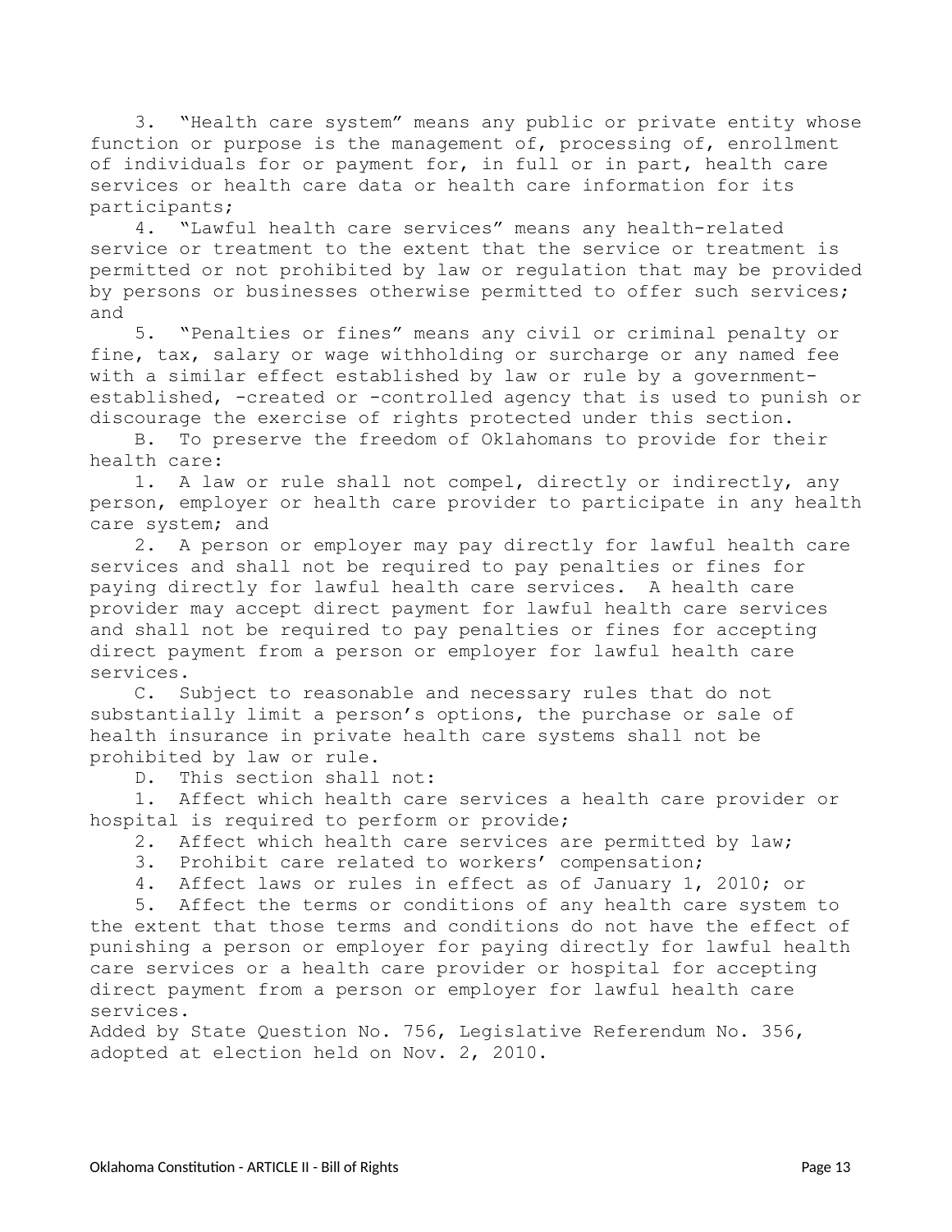3. "Health care system" means any public or private entity whose function or purpose is the management of, processing of, enrollment of individuals for or payment for, in full or in part, health care services or health care data or health care information for its participants;

4. "Lawful health care services" means any health-related service or treatment to the extent that the service or treatment is permitted or not prohibited by law or regulation that may be provided by persons or businesses otherwise permitted to offer such services; and

5. "Penalties or fines" means any civil or criminal penalty or fine, tax, salary or wage withholding or surcharge or any named fee with a similar effect established by law or rule by a government-established, -created or -controlled agency that is used to punish or discourage the exercise of rights protected under this section.

B. To preserve the freedom of Oklahomans to provide for their health care:

1. A law or rule shall not compel, directly or indirectly, any person, employer or health care provider to participate in any health care system; and

2. A person or employer may pay directly for lawful health care services and shall not be required to pay penalties or fines for paying directly for lawful health care services. A health care provider may accept direct payment for lawful health care services and shall not be required to pay penalties or fines for accepting direct payment from a person or employer for lawful health care services.

C. Subject to reasonable and necessary rules that do not substantially limit a person's options, the purchase or sale of health insurance in private health care systems shall not be prohibited by law or rule.

D. This section shall not:

1. Affect which health care services a health care provider or hospital is required to perform or provide;

2. Affect which health care services are permitted by law;

3. Prohibit care related to workers' compensation;

4. Affect laws or rules in effect as of January 1, 2010; or

5. Affect the terms or conditions of any health care system to the extent that those terms and conditions do not have the effect of punishing a person or employer for paying directly for lawful health care services or a health care provider or hospital for accepting direct payment from a person or employer for lawful health care services.

Added by State Question No. 756, Legislative Referendum No. 356, adopted at election held on Nov. 2, 2010.